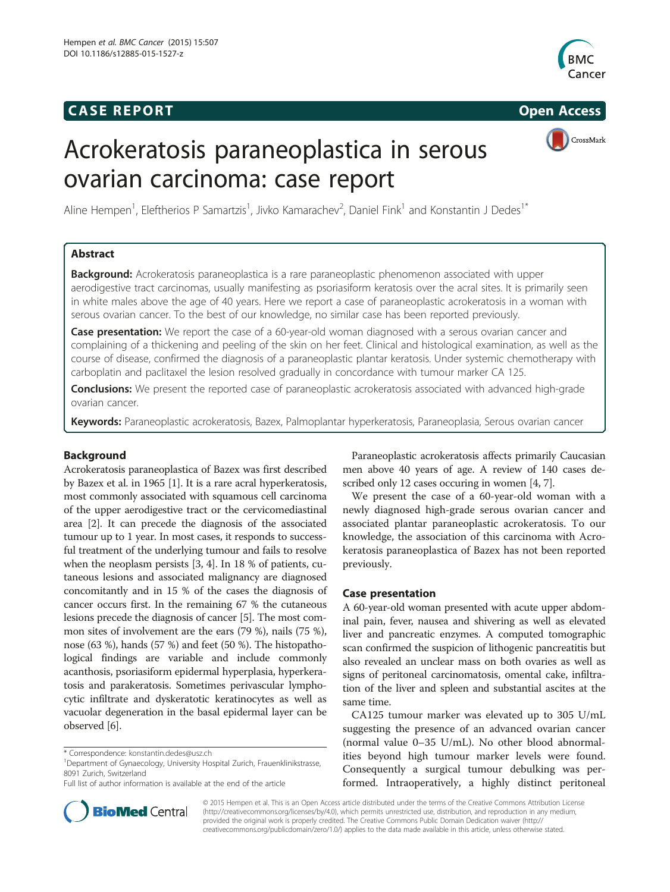# CASE REPORT

Open Access

# Acrokeratosis paraneoplastica in serous ovarian carcinoma: case report

Aline Hempen[1], Eleftherios P Samartzis[1], Jivko Kamarachev[2], Daniel Fink[1] and Konstantin J Dedes[1*]

## Abstract

**Background:** Acrokeratosis paraneoplastica is a rare paraneoplastic phenomenon associated with upper aerodigestive tract carcinomas, usually manifesting as psoriasiform keratosis over the acral sites. It is primarily seen in white males above the age of 40 years. Here we report a case of paraneoplastic acrokeratosis in a woman with serous ovarian cancer. To the best of our knowledge, no similar case has been reported previously.

**Case presentation:** We report the case of a 60-year-old woman diagnosed with a serous ovarian cancer and complaining of a thickening and peeling of the skin on her feet. Clinical and histological examination, as well as the course of disease, confirmed the diagnosis of a paraneoplastic plantar keratosis. Under systemic chemotherapy with carboplatin and paclitaxel the lesion resolved gradually in concordance with tumour marker CA 125.

**Conclusions:** We present the reported case of paraneoplastic acrokeratosis associated with advanced high-grade ovarian cancer.

**Keywords:** Paraneoplastic acrokeratosis, Bazex, Palmoplantar hyperkeratosis, Paraneoplasia, Serous ovarian cancer

## Background

Acrokeratosis paraneoplastica of Bazex was first described by Bazex et al. in 1965 [1]. It is a rare acral hyperkeratosis, most commonly associated with squamous cell carcinoma of the upper aerodigestive tract or the cervicomediastinal area [2]. It can precede the diagnosis of the associated tumour up to 1 year. In most cases, it responds to successful treatment of the underlying tumour and fails to resolve when the neoplasm persists [3, 4]. In 18 % of patients, cutaneous lesions and associated malignancy are diagnosed concomitantly and in 15 % of the cases the diagnosis of cancer occurs first. In the remaining 67 % the cutaneous lesions precede the diagnosis of cancer [5]. The most common sites of involvement are the ears (79 %), nails (75 %), nose (63 %), hands (57 %) and feet (50 %). The histopathological findings are variable and include commonly acanthosis, psoriasiform epidermal hyperplasia, hyperkeratosis and parakeratosis. Sometimes perivascular lymphocytic infiltrate and dyskeratotic keratinocytes as well as vacuolar degeneration in the basal epidermal layer can be observed [6].

Paraneoplastic acrokeratosis affects primarily Caucasian men above 40 years of age. A review of 140 cases described only 12 cases occuring in women [4, 7].

We present the case of a 60-year-old woman with a newly diagnosed high-grade serous ovarian cancer and associated plantar paraneoplastic acrokeratosis. To our knowledge, the association of this carcinoma with Acrokeratosis paraneoplastica of Bazex has not been reported previously.

## Case presentation

A 60-year-old woman presented with acute upper abdominal pain, fever, nausea and shivering as well as elevated liver and pancreatic enzymes. A computed tomographic scan confirmed the suspicion of lithogenic pancreatitis but also revealed an unclear mass on both ovaries as well as signs of peritoneal carcinomatosis, omental cake, infiltration of the liver and spleen and substantial ascites at the same time.

CA125 tumour marker was elevated up to 305 U/mL suggesting the presence of an advanced ovarian cancer (normal value 0–35 U/mL). No other blood abnormalities beyond high tumour marker levels were found. Consequently a surgical tumour debulking was performed. Intraoperatively, a highly distinct peritoneal

* Correspondence: konstantin.dedes@usz.ch
[1]Department of Gynaecology, University Hospital Zurich, Frauenklinikstrasse, 8091 Zurich, Switzerland
Full list of author information is available at the end of the article

© 2015 Hempen et al. This is an Open Access article distributed under the terms of the Creative Commons Attribution License (http://creativecommons.org/licenses/by/4.0), which permits unrestricted use, distribution, and reproduction in any medium, provided the original work is properly credited. The Creative Commons Public Domain Dedication waiver (http://creativecommons.org/publicdomain/zero/1.0/) applies to the data made available in this article, unless otherwise stated.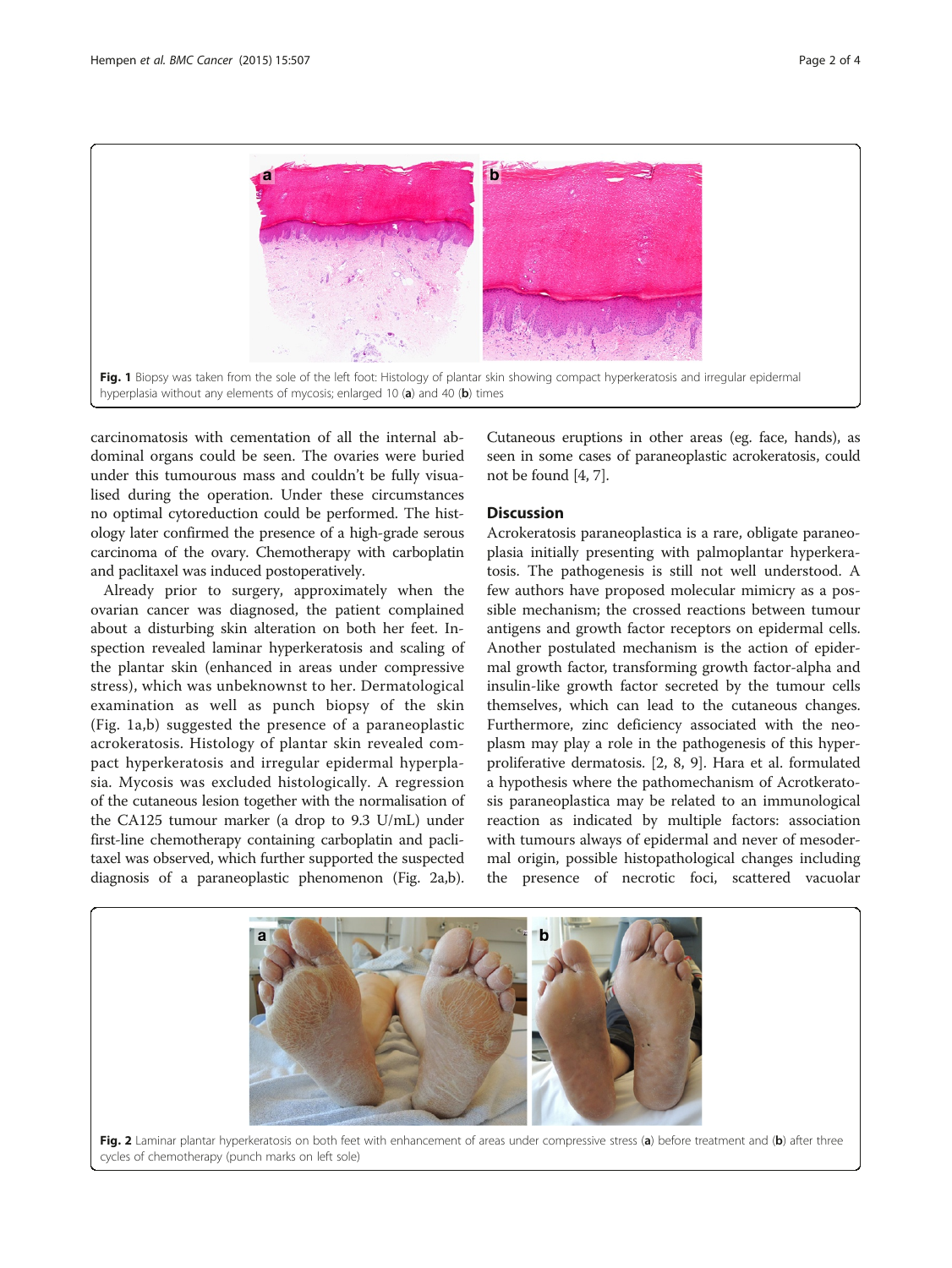Fig. 1 Biopsy was taken from the sole of the left foot: Histology of plantar skin showing compact hyperkeratosis and irregular epidermal hyperplasia without any elements of mycosis; enlarged 10 (**a**) and 40 (**b**) times

carcinomatosis with cementation of all the internal abdominal organs could be seen. The ovaries were buried under this tumourous mass and couldn't be fully visualised during the operation. Under these circumstances no optimal cytoreduction could be performed. The histology later confirmed the presence of a high-grade serous carcinoma of the ovary. Chemotherapy with carboplatin and paclitaxel was induced postoperatively.

Already prior to surgery, approximately when the ovarian cancer was diagnosed, the patient complained about a disturbing skin alteration on both her feet. Inspection revealed laminar hyperkeratosis and scaling of the plantar skin (enhanced in areas under compressive stress), which was unbeknownst to her. Dermatological examination as well as punch biopsy of the skin (Fig. 1a,b) suggested the presence of a paraneoplastic acrokeratosis. Histology of plantar skin revealed compact hyperkeratosis and irregular epidermal hyperplasia. Mycosis was excluded histologically. A regression of the cutaneous lesion together with the normalisation of the CA125 tumour marker (a drop to 9.3 U/mL) under first-line chemotherapy containing carboplatin and paclitaxel was observed, which further supported the suspected diagnosis of a paraneoplastic phenomenon (Fig. 2a,b). Cutaneous eruptions in other areas (eg. face, hands), as seen in some cases of paraneoplastic acrokeratosis, could not be found [4, 7].

## Discussion

Acrokeratosis paraneoplastica is a rare, obligate paraneoplasia initially presenting with palmoplantar hyperkeratosis. The pathogenesis is still not well understood. A few authors have proposed molecular mimicry as a possible mechanism; the crossed reactions between tumour antigens and growth factor receptors on epidermal cells. Another postulated mechanism is the action of epidermal growth factor, transforming growth factor-alpha and insulin-like growth factor secreted by the tumour cells themselves, which can lead to the cutaneous changes. Furthermore, zinc deficiency associated with the neoplasm may play a role in the pathogenesis of this hyperproliferative dermatosis. [2, 8, 9]. Hara et al. formulated a hypothesis where the pathomechanism of Acrotkeratosis paraneoplastica may be related to an immunological reaction as indicated by multiple factors: association with tumours always of epidermal and never of mesodermal origin, possible histopathological changes including the presence of necrotic foci, scattered vacuolar

Fig. 2 Laminar plantar hyperkeratosis on both feet with enhancement of areas under compressive stress (**a**) before treatment and (**b**) after three cycles of chemotherapy (punch marks on left sole)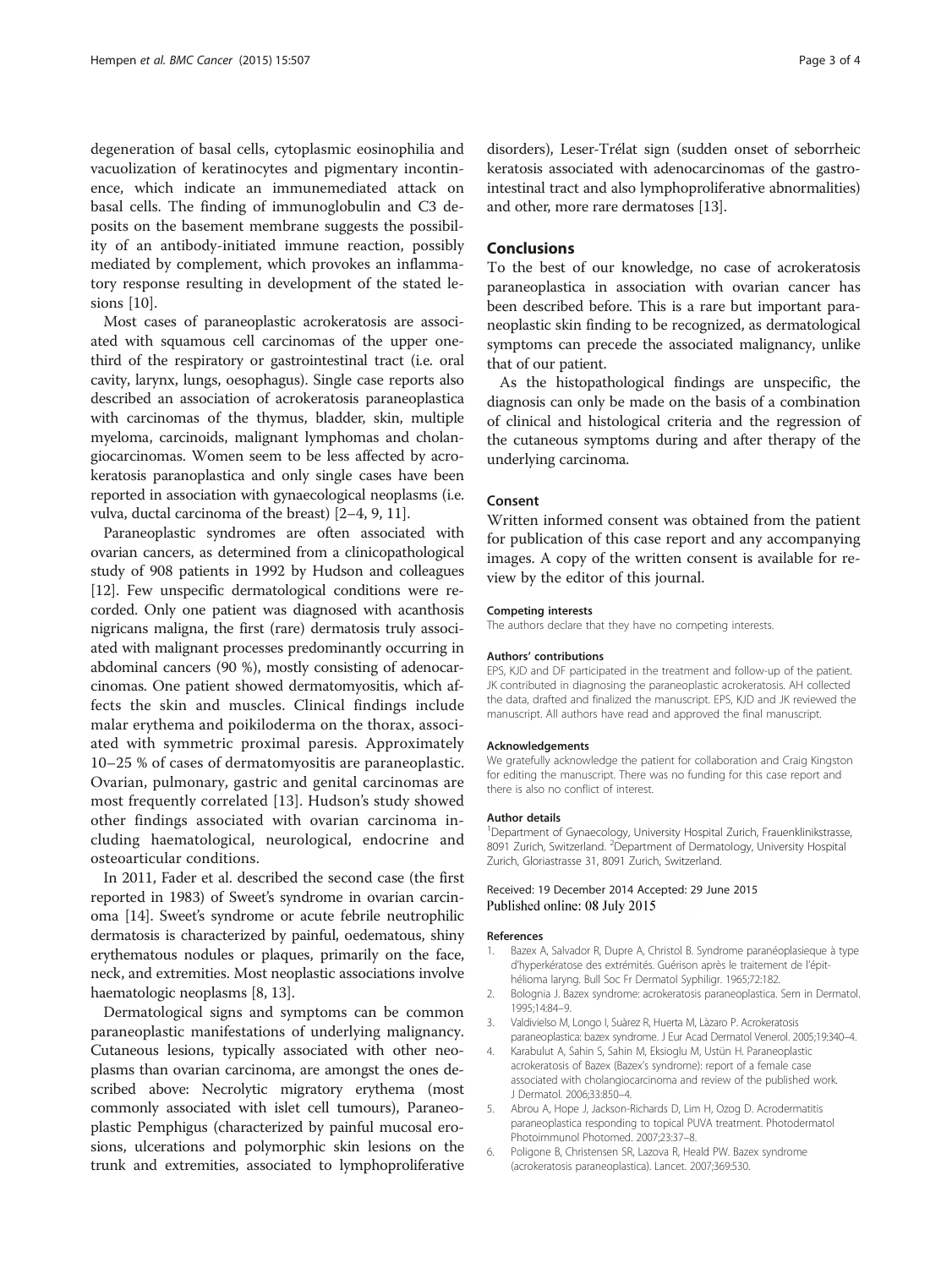degeneration of basal cells, cytoplasmic eosinophilia and vacuolization of keratinocytes and pigmentary incontinence, which indicate an immunemediated attack on basal cells. The finding of immunoglobulin and C3 deposits on the basement membrane suggests the possibility of an antibody-initiated immune reaction, possibly mediated by complement, which provokes an inflammatory response resulting in development of the stated lesions [10].

Most cases of paraneoplastic acrokeratosis are associated with squamous cell carcinomas of the upper one-third of the respiratory or gastrointestinal tract (i.e. oral cavity, larynx, lungs, oesophagus). Single case reports also described an association of acrokeratosis paraneoplastica with carcinomas of the thymus, bladder, skin, multiple myeloma, carcinoids, malignant lymphomas and cholangiocarcinomas. Women seem to be less affected by acrokeratosis paranoplastica and only single cases have been reported in association with gynaecological neoplasms (i.e. vulva, ductal carcinoma of the breast) [2–4, 9, 11].

Paraneoplastic syndromes are often associated with ovarian cancers, as determined from a clinicopathological study of 908 patients in 1992 by Hudson and colleagues [12]. Few unspecific dermatological conditions were recorded. Only one patient was diagnosed with acanthosis nigricans maligna, the first (rare) dermatosis truly associated with malignant processes predominantly occurring in abdominal cancers (90 %), mostly consisting of adenocarcinomas. One patient showed dermatomyositis, which affects the skin and muscles. Clinical findings include malar erythema and poikiloderma on the thorax, associated with symmetric proximal paresis. Approximately 10–25 % of cases of dermatomyositis are paraneoplastic. Ovarian, pulmonary, gastric and genital carcinomas are most frequently correlated [13]. Hudson's study showed other findings associated with ovarian carcinoma including haematological, neurological, endocrine and osteoarticular conditions.

In 2011, Fader et al. described the second case (the first reported in 1983) of Sweet's syndrome in ovarian carcinoma [14]. Sweet's syndrome or acute febrile neutrophilic dermatosis is characterized by painful, oedematous, shiny erythematous nodules or plaques, primarily on the face, neck, and extremities. Most neoplastic associations involve haematologic neoplasms [8, 13].

Dermatological signs and symptoms can be common paraneoplastic manifestations of underlying malignancy. Cutaneous lesions, typically associated with other neoplasms than ovarian carcinoma, are amongst the ones described above: Necrolytic migratory erythema (most commonly associated with islet cell tumours), Paraneoplastic Pemphigus (characterized by painful mucosal erosions, ulcerations and polymorphic skin lesions on the trunk and extremities, associated to lymphoproliferative disorders), Leser-Trélat sign (sudden onset of seborrheic keratosis associated with adenocarcinomas of the gastrointestinal tract and also lymphoproliferative abnormalities) and other, more rare dermatoses [13].

## Conclusions

To the best of our knowledge, no case of acrokeratosis paraneoplastica in association with ovarian cancer has been described before. This is a rare but important paraneoplastic skin finding to be recognized, as dermatological symptoms can precede the associated malignancy, unlike that of our patient.

As the histopathological findings are unspecific, the diagnosis can only be made on the basis of a combination of clinical and histological criteria and the regression of the cutaneous symptoms during and after therapy of the underlying carcinoma.

### Consent

Written informed consent was obtained from the patient for publication of this case report and any accompanying images. A copy of the written consent is available for review by the editor of this journal.

#### Competing interests

The authors declare that they have no competing interests.

#### Authors' contributions

EPS, KJD and DF participated in the treatment and follow-up of the patient. JK contributed in diagnosing the paraneoplastic acrokeratosis. AH collected the data, drafted and finalized the manuscript. EPS, KJD and JK reviewed the manuscript. All authors have read and approved the final manuscript.

#### Acknowledgements

We gratefully acknowledge the patient for collaboration and Craig Kingston for editing the manuscript. There was no funding for this case report and there is also no conflict of interest.

#### Author details

[1]Department of Gynaecology, University Hospital Zurich, Frauenklinikstrasse, 8091 Zurich, Switzerland. [2]Department of Dermatology, University Hospital Zurich, Gloriastrasse 31, 8091 Zurich, Switzerland.

Received: 19 December 2014 Accepted: 29 June 2015
Published online: 08 July 2015

#### References

1. Bazex A, Salvador R, Dupre A, Christol B. Syndrome paranéoplasieque à type d'hyperkératose des extrémités. Guérison après le traitement de l'épithélioma laryng. Bull Soc Fr Dermatol Syphiligr. 1965;72:182.
2. Bolognia J. Bazex syndrome: acrokeratosis paraneoplastica. Sem in Dermatol. 1995;14:84–9.
3. Valdivielso M, Longo I, Suàrez R, Huerta M, Làzaro P. Acrokeratosis paraneoplastica: bazex syndrome. J Eur Acad Dermatol Venerol. 2005;19:340–4.
4. Karabulut A, Sahin S, Sahin M, Eksioglu M, Ustün H. Paraneoplastic acrokeratosis of Bazex (Bazex's syndrome): report of a female case associated with cholangiocarcinoma and review of the published work. J Dermatol. 2006;33:850–4.
5. Abrou A, Hope J, Jackson-Richards D, Lim H, Ozog D. Acrodermatitis paraneoplastica responding to topical PUVA treatment. Photodermatol Photoimmunol Photomed. 2007;23:37–8.
6. Poligone B, Christensen SR, Lazova R, Heald PW. Bazex syndrome (acrokeratosis paraneoplastica). Lancet. 2007;369:530.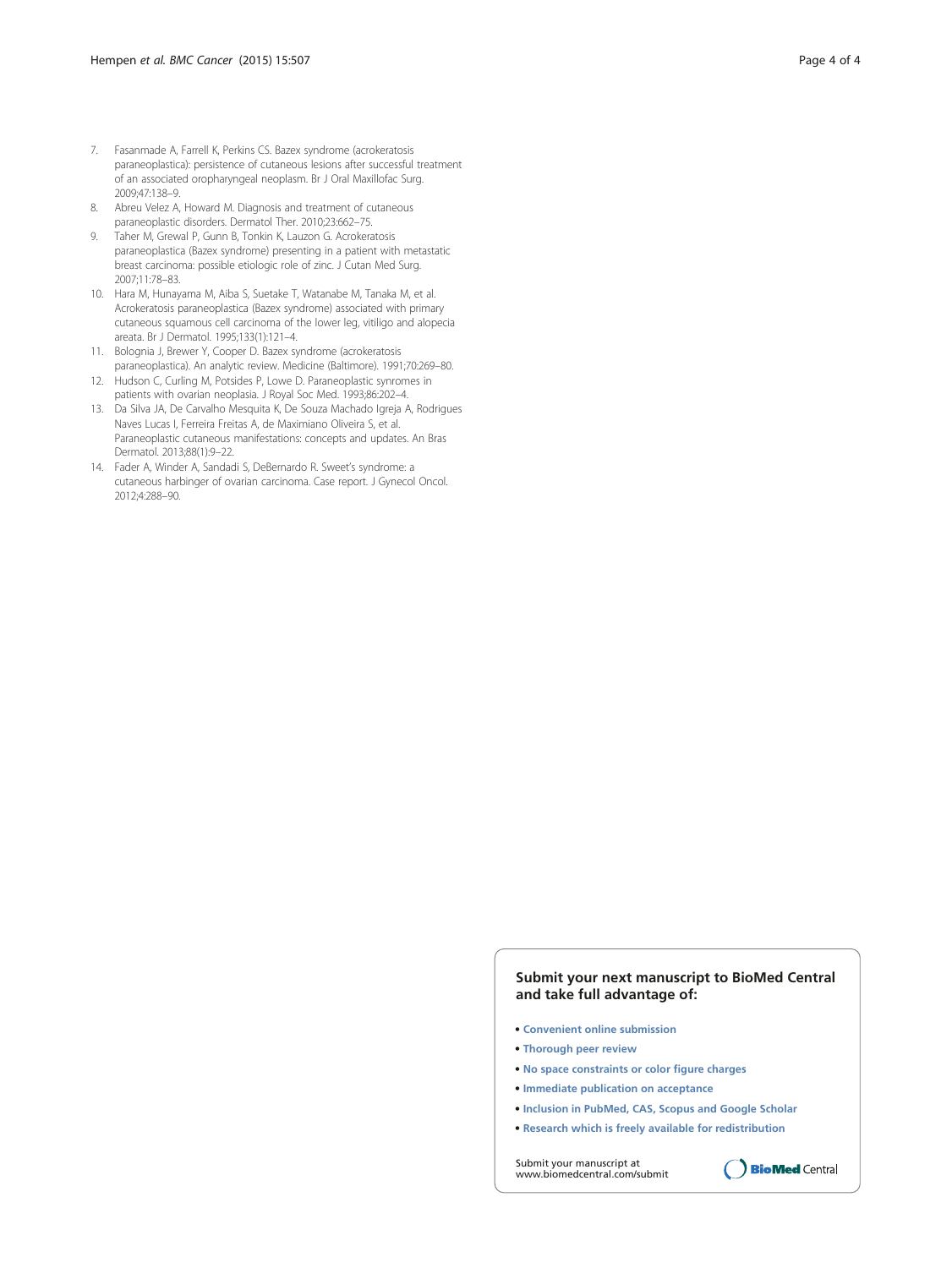7. Fasanmade A, Farrell K, Perkins CS. Bazex syndrome (acrokeratosis paraneoplastica): persistence of cutaneous lesions after successful treatment of an associated oropharyngeal neoplasm. Br J Oral Maxillofac Surg. 2009;47:138–9.
8. Abreu Velez A, Howard M. Diagnosis and treatment of cutaneous paraneoplastic disorders. Dermatol Ther. 2010;23:662–75.
9. Taher M, Grewal P, Gunn B, Tonkin K, Lauzon G. Acrokeratosis paraneoplastica (Bazex syndrome) presenting in a patient with metastatic breast carcinoma: possible etiologic role of zinc. J Cutan Med Surg. 2007;11:78–83.
10. Hara M, Hunayama M, Aiba S, Suetake T, Watanabe M, Tanaka M, et al. Acrokeratosis paraneoplastica (Bazex syndrome) associated with primary cutaneous squamous cell carcinoma of the lower leg, vitiligo and alopecia areata. Br J Dermatol. 1995;133(1):121–4.
11. Bolognia J, Brewer Y, Cooper D. Bazex syndrome (acrokeratosis paraneoplastica). An analytic review. Medicine (Baltimore). 1991;70:269–80.
12. Hudson C, Curling M, Potsides P, Lowe D. Paraneoplastic synromes in patients with ovarian neoplasia. J Royal Soc Med. 1993;86:202–4.
13. Da Silva JA, De Carvalho Mesquita K, De Souza Machado Igreja A, Rodrigues Naves Lucas I, Ferreira Freitas A, de Maximiano Oliveira S, et al. Paraneoplastic cutaneous manifestations: concepts and updates. An Bras Dermatol. 2013;88(1):9–22.
14. Fader A, Winder A, Sandadi S, DeBernardo R. Sweet's syndrome: a cutaneous harbinger of ovarian carcinoma. Case report. J Gynecol Oncol. 2012;4:288–90.

**Submit your next manuscript to BioMed Central and take full advantage of:**

- **Convenient online submission**
- **Thorough peer review**
- **No space constraints or color figure charges**
- **Immediate publication on acceptance**
- **Inclusion in PubMed, CAS, Scopus and Google Scholar**
- **Research which is freely available for redistribution**

Submit your manuscript at
www.biomedcentral.com/submit

BioMed Central